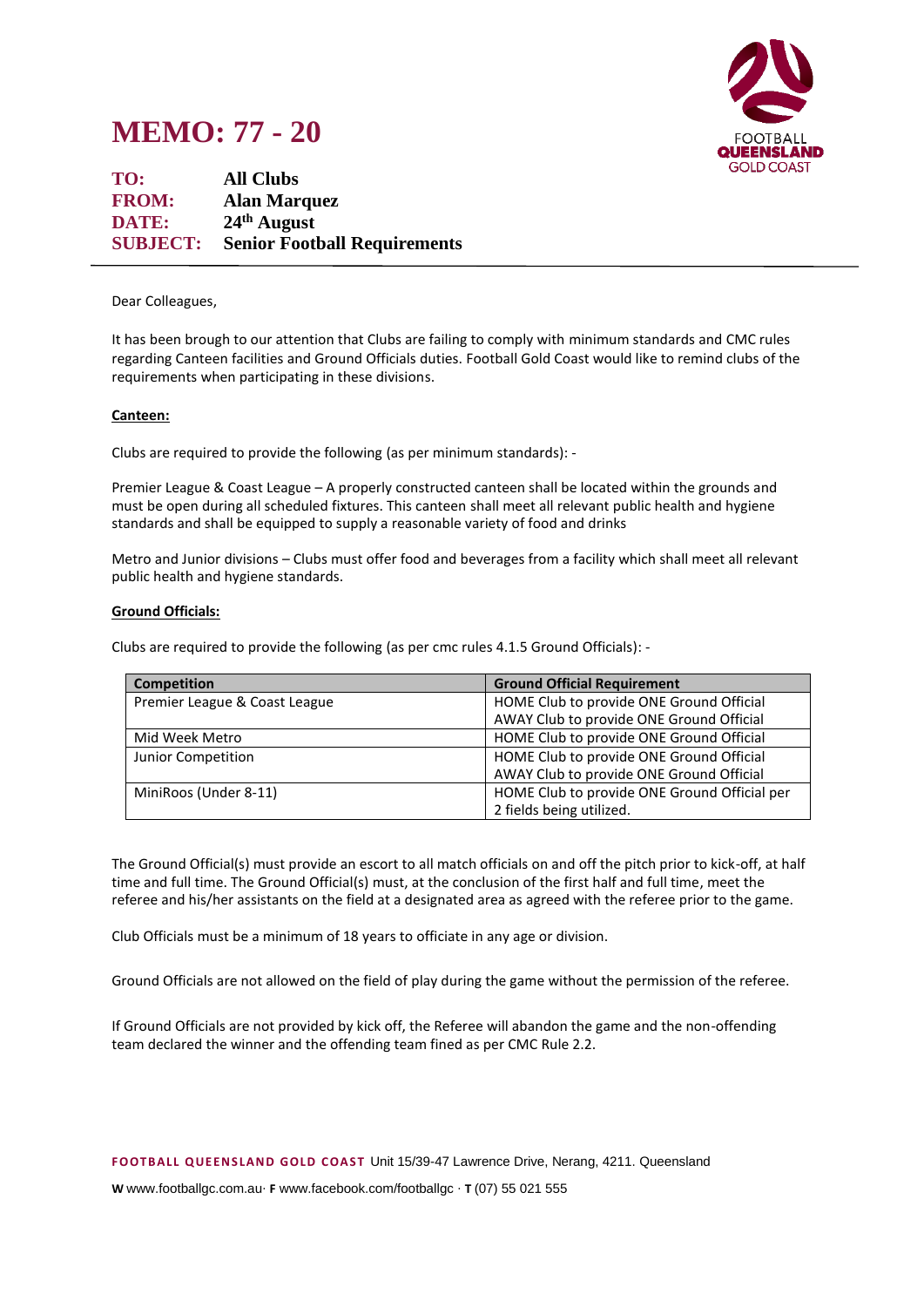# MEMO: 77 - 20

**TO:** All Clubs
**FROM:** Alan Marquez
**DATE:** 24th August
**SUBJECT:** Senior Football Requirements

---

Dear Colleagues,

It has been brough to our attention that Clubs are failing to comply with minimum standards and CMC rules regarding Canteen facilities and Ground Officials duties. Football Gold Coast would like to remind clubs of the requirements when participating in these divisions.

**Canteen:**

Clubs are required to provide the following (as per minimum standards): -

Premier League & Coast League – A properly constructed canteen shall be located within the grounds and must be open during all scheduled fixtures. This canteen shall meet all relevant public health and hygiene standards and shall be equipped to supply a reasonable variety of food and drinks

Metro and Junior divisions – Clubs must offer food and beverages from a facility which shall meet all relevant public health and hygiene standards.

**Ground Officials:**

Clubs are required to provide the following (as per cmc rules 4.1.5 Ground Officials): -

| Competition | Ground Official Requirement |
| --- | --- |
| Premier League & Coast League | HOME Club to provide ONE Ground Official<br>AWAY Club to provide ONE Ground Official |
| Mid Week Metro | HOME Club to provide ONE Ground Official |
| Junior Competition | HOME Club to provide ONE Ground Official<br>AWAY Club to provide ONE Ground Official |
| MiniRoos (Under 8-11) | HOME Club to provide ONE Ground Official per 2 fields being utilized. |

The Ground Official(s) must provide an escort to all match officials on and off the pitch prior to kick-off, at half time and full time. The Ground Official(s) must, at the conclusion of the first half and full time, meet the referee and his/her assistants on the field at a designated area as agreed with the referee prior to the game.

Club Officials must be a minimum of 18 years to officiate in any age or division.

Ground Officials are not allowed on the field of play during the game without the permission of the referee.

If Ground Officials are not provided by kick off, the Referee will abandon the game and the non-offending team declared the winner and the offending team fined as per CMC Rule 2.2.

**FOOTBALL QUEENSLAND GOLD COAST** Unit 15/39-47 Lawrence Drive, Nerang, 4211. Queensland

**W** www.footballgc.com.au· **F** www.facebook.com/footballgc · **T** (07) 55 021 555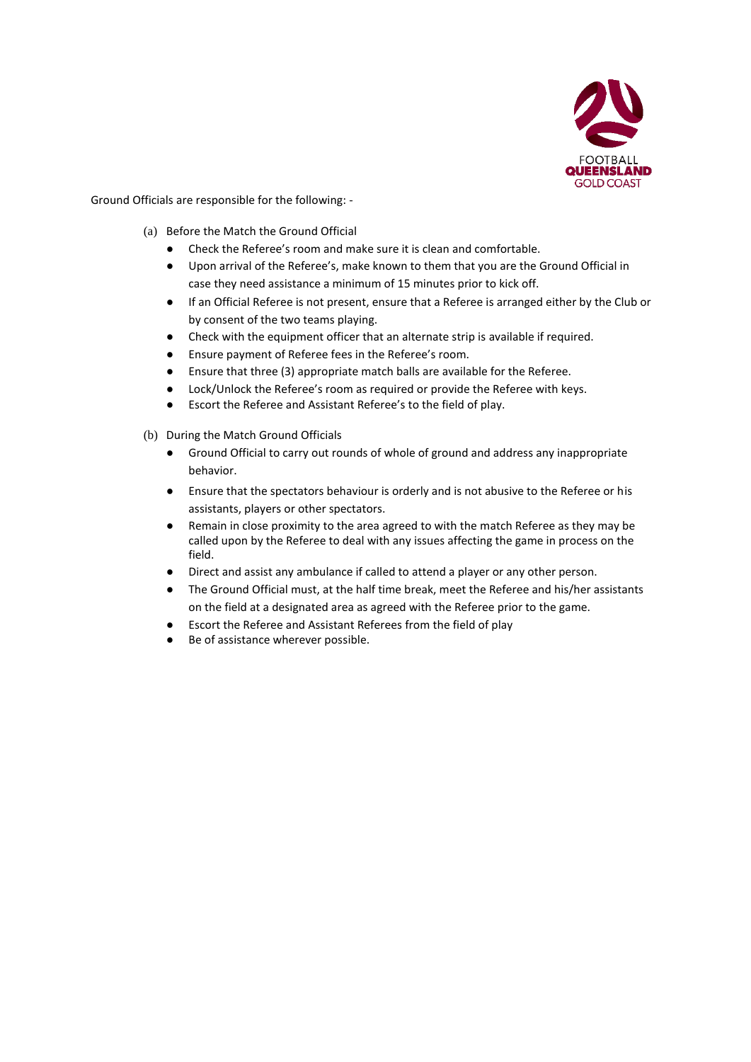Ground Officials are responsible for the following: -

(a) Before the Match the Ground Official

- Check the Referee's room and make sure it is clean and comfortable.
- Upon arrival of the Referee's, make known to them that you are the Ground Official in case they need assistance a minimum of 15 minutes prior to kick off.
- If an Official Referee is not present, ensure that a Referee is arranged either by the Club or by consent of the two teams playing.
- Check with the equipment officer that an alternate strip is available if required.
- Ensure payment of Referee fees in the Referee's room.
- Ensure that three (3) appropriate match balls are available for the Referee.
- Lock/Unlock the Referee's room as required or provide the Referee with keys.
- Escort the Referee and Assistant Referee's to the field of play.

(b) During the Match Ground Officials

- Ground Official to carry out rounds of whole of ground and address any inappropriate behavior.
- Ensure that the spectators behaviour is orderly and is not abusive to the Referee or his assistants, players or other spectators.
- Remain in close proximity to the area agreed to with the match Referee as they may be called upon by the Referee to deal with any issues affecting the game in process on the field.
- Direct and assist any ambulance if called to attend a player or any other person.
- The Ground Official must, at the half time break, meet the Referee and his/her assistants on the field at a designated area as agreed with the Referee prior to the game.
- Escort the Referee and Assistant Referees from the field of play
- Be of assistance wherever possible.